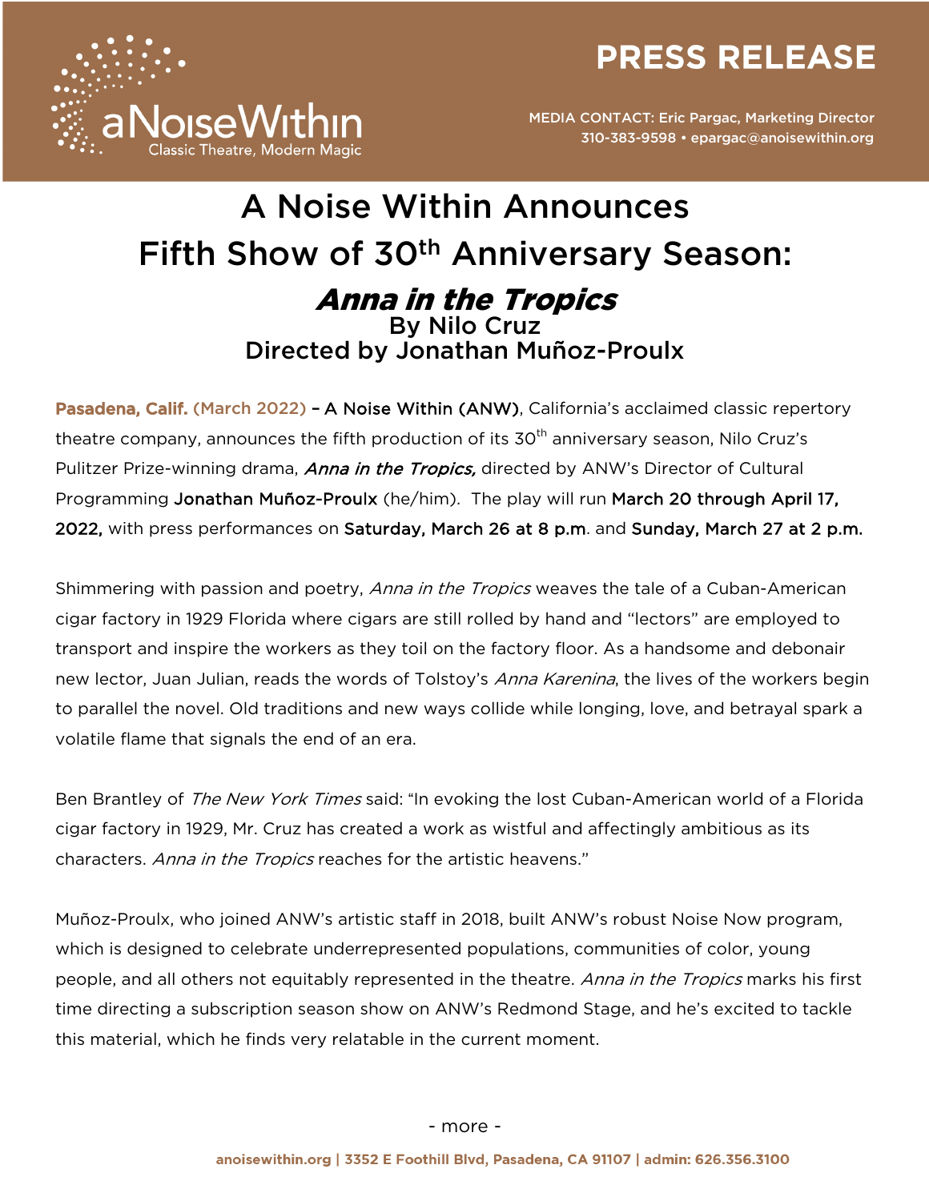aNoiseWithin
Classic Theatre, Modern Magic

# PRESS RELEASE

MEDIA CONTACT: Eric Pargac, Marketing Director
310-383-9598 • epargac@anoisewithin.org

# A Noise Within Announces Fifth Show of 30th Anniversary Season: *Anna in the Tropics*

## By Nilo Cruz
## Directed by Jonathan Muñoz-Proulx

**Pasadena, Calif. (March 2022)** – A Noise Within (ANW), California's acclaimed classic repertory theatre company, announces the fifth production of its 30th anniversary season, Nilo Cruz's Pulitzer Prize-winning drama, ***Anna in the Tropics,*** directed by ANW's Director of Cultural Programming Jonathan Muñoz-Proulx (he/him). The play will run March 20 through April 17, 2022, with press performances on Saturday, March 26 at 8 p.m. and Sunday, March 27 at 2 p.m.

Shimmering with passion and poetry, *Anna in the Tropics* weaves the tale of a Cuban-American cigar factory in 1929 Florida where cigars are still rolled by hand and "lectors" are employed to transport and inspire the workers as they toil on the factory floor. As a handsome and debonair new lector, Juan Julian, reads the words of Tolstoy's *Anna Karenina*, the lives of the workers begin to parallel the novel. Old traditions and new ways collide while longing, love, and betrayal spark a volatile flame that signals the end of an era.

Ben Brantley of *The New York Times* said: "In evoking the lost Cuban-American world of a Florida cigar factory in 1929, Mr. Cruz has created a work as wistful and affectingly ambitious as its characters. *Anna in the Tropics* reaches for the artistic heavens."

Muñoz-Proulx, who joined ANW's artistic staff in 2018, built ANW's robust Noise Now program, which is designed to celebrate underrepresented populations, communities of color, young people, and all others not equitably represented in the theatre. *Anna in the Tropics* marks his first time directing a subscription season show on ANW's Redmond Stage, and he's excited to tackle this material, which he finds very relatable in the current moment.

- more -

anoisewithin.org | 3352 E Foothill Blvd, Pasadena, CA 91107 | admin: 626.356.3100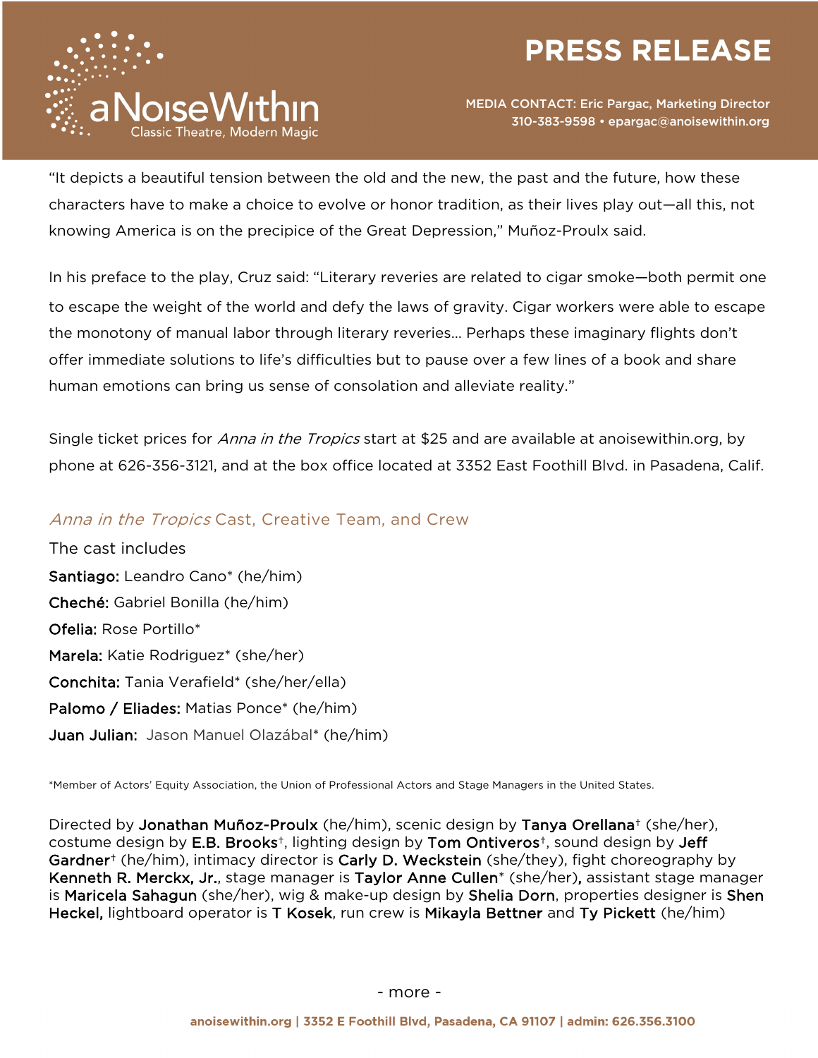"It depicts a beautiful tension between the old and the new, the past and the future, how these characters have to make a choice to evolve or honor tradition, as their lives play out—all this, not knowing America is on the precipice of the Great Depression," Muñoz-Proulx said.

In his preface to the play, Cruz said: "Literary reveries are related to cigar smoke—both permit one to escape the weight of the world and defy the laws of gravity. Cigar workers were able to escape the monotony of manual labor through literary reveries… Perhaps these imaginary flights don't offer immediate solutions to life's difficulties but to pause over a few lines of a book and share human emotions can bring us sense of consolation and alleviate reality."

Single ticket prices for *Anna in the Tropics* start at $25 and are available at anoisewithin.org, by phone at 626-356-3121, and at the box office located at 3352 East Foothill Blvd. in Pasadena, Calif.

## *Anna in the Tropics* Cast, Creative Team, and Crew

The cast includes

**Santiago:** Leandro Cano* (he/him)
**Cheché:** Gabriel Bonilla (he/him)
**Ofelia:** Rose Portillo*
**Marela:** Katie Rodriguez* (she/her)
**Conchita:** Tania Verafield* (she/her/ella)
**Palomo / Eliades:** Matias Ponce* (he/him)
**Juan Julian:** Jason Manuel Olazábal* (he/him)

*Member of Actors' Equity Association, the Union of Professional Actors and Stage Managers in the United States.

Directed by **Jonathan Muñoz-Proulx** (he/him), scenic design by **Tanya Orellana**† (she/her), costume design by **E.B. Brooks**†, lighting design by **Tom Ontiveros**†, sound design by **Jeff Gardner**† (he/him), intimacy director is **Carly D. Weckstein** (she/they), fight choreography by **Kenneth R. Merckx, Jr.**, stage manager is **Taylor Anne Cullen*** (she/her), assistant stage manager is **Maricela Sahagun** (she/her), wig & make-up design by **Shelia Dorn**, properties designer is **Shen Heckel,** lightboard operator is **T Kosek**, run crew is **Mikayla Bettner** and **Ty Pickett** (he/him)

- more -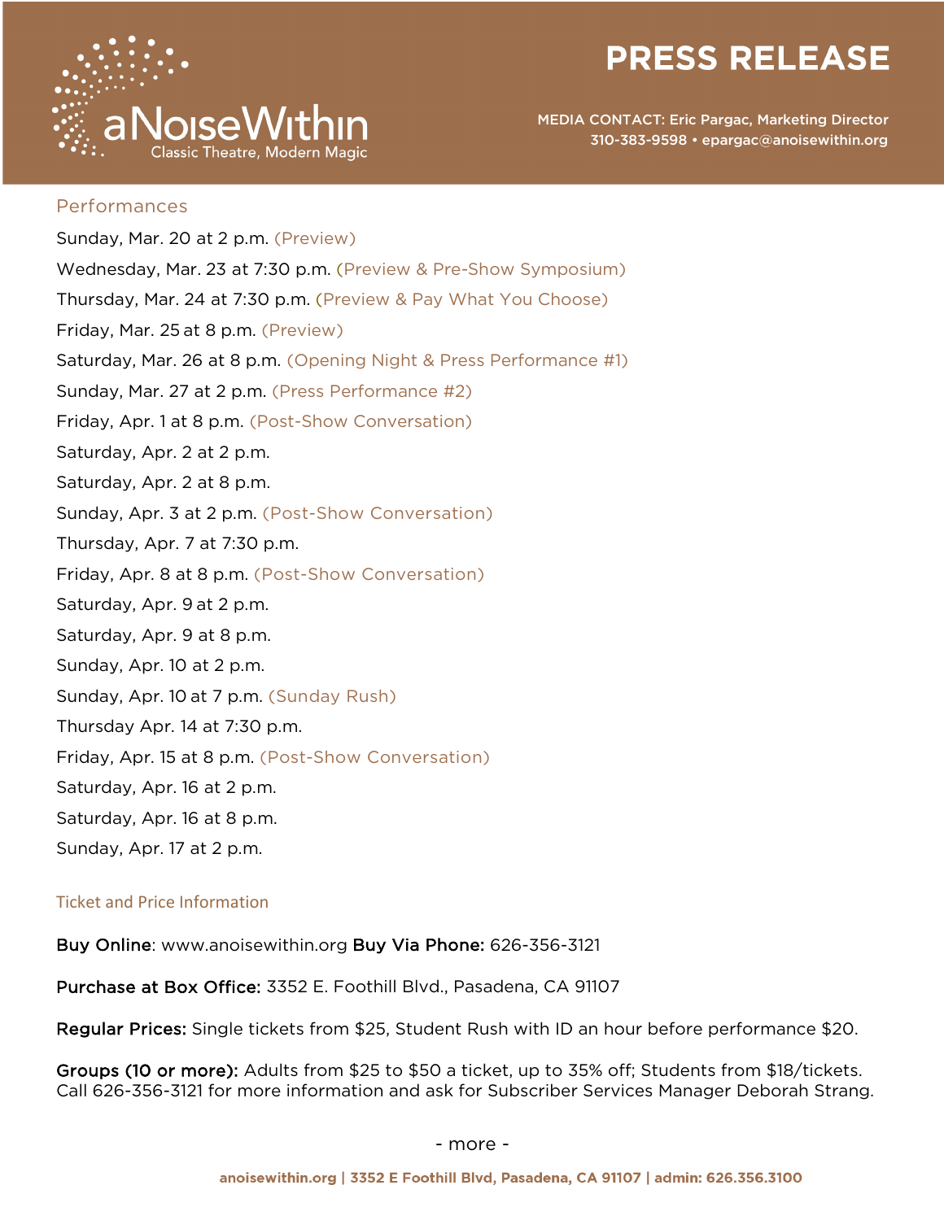## Performances

Sunday, Mar. 20 at 2 p.m. (Preview)

Wednesday, Mar. 23 at 7:30 p.m. (Preview & Pre-Show Symposium)

Thursday, Mar. 24 at 7:30 p.m. (Preview & Pay What You Choose)

Friday, Mar. 25 at 8 p.m. (Preview)

Saturday, Mar. 26 at 8 p.m. (Opening Night & Press Performance #1)

Sunday, Mar. 27 at 2 p.m. (Press Performance #2)

Friday, Apr. 1 at 8 p.m. (Post-Show Conversation)

Saturday, Apr. 2 at 2 p.m.

Saturday, Apr. 2 at 8 p.m.

Sunday, Apr. 3 at 2 p.m. (Post-Show Conversation)

Thursday, Apr. 7 at 7:30 p.m.

Friday, Apr. 8 at 8 p.m. (Post-Show Conversation)

Saturday, Apr. 9 at 2 p.m.

Saturday, Apr. 9 at 8 p.m.

Sunday, Apr. 10 at 2 p.m.

Sunday, Apr. 10 at 7 p.m. (Sunday Rush)

Thursday Apr. 14 at 7:30 p.m.

Friday, Apr. 15 at 8 p.m. (Post-Show Conversation)

Saturday, Apr. 16 at 2 p.m.

Saturday, Apr. 16 at 8 p.m.

Sunday, Apr. 17 at 2 p.m.

## Ticket and Price Information

**Buy Online**: www.anoisewithin.org **Buy Via Phone:** 626-356-3121

**Purchase at Box Office:** 3352 E. Foothill Blvd., Pasadena, CA 91107

**Regular Prices:** Single tickets from $25, Student Rush with ID an hour before performance $20.

**Groups (10 or more):** Adults from $25 to $50 a ticket, up to 35% off; Students from $18/tickets. Call 626-356-3121 for more information and ask for Subscriber Services Manager Deborah Strang.

- more -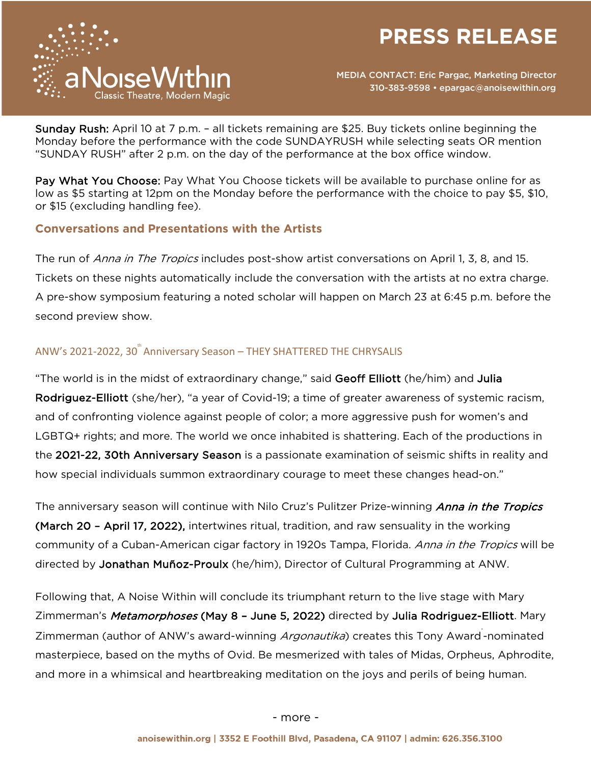**Sunday Rush:** April 10 at 7 p.m. – all tickets remaining are $25. Buy tickets online beginning the Monday before the performance with the code SUNDAYRUSH while selecting seats OR mention "SUNDAY RUSH" after 2 p.m. on the day of the performance at the box office window.

**Pay What You Choose:** Pay What You Choose tickets will be available to purchase online for as low as $5 starting at 12pm on the Monday before the performance with the choice to pay $5, $10, or $15 (excluding handling fee).

## Conversations and Presentations with the Artists

The run of *Anna in The Tropics* includes post-show artist conversations on April 1, 3, 8, and 15. Tickets on these nights automatically include the conversation with the artists at no extra charge. A pre-show symposium featuring a noted scholar will happen on March 23 at 6:45 p.m. before the second preview show.

## ANW's 2021-2022, 30th Anniversary Season – THEY SHATTERED THE CHRYSALIS

"The world is in the midst of extraordinary change," said **Geoff Elliott** (he/him) and **Julia Rodriguez-Elliott** (she/her), "a year of Covid-19; a time of greater awareness of systemic racism, and of confronting violence against people of color; a more aggressive push for women's and LGBTQ+ rights; and more. The world we once inhabited is shattering. Each of the productions in the **2021-22, 30th Anniversary Season** is a passionate examination of seismic shifts in reality and how special individuals summon extraordinary courage to meet these changes head-on."

The anniversary season will continue with Nilo Cruz's Pulitzer Prize-winning ***Anna in the Tropics* (March 20 – April 17, 2022),** intertwines ritual, tradition, and raw sensuality in the working community of a Cuban-American cigar factory in 1920s Tampa, Florida. *Anna in the Tropics* will be directed by **Jonathan Muñoz-Proulx** (he/him), Director of Cultural Programming at ANW.

Following that, A Noise Within will conclude its triumphant return to the live stage with Mary Zimmerman's ***Metamorphoses* (May 8 – June 5, 2022)** directed by **Julia Rodriguez-Elliott**. Mary Zimmerman (author of ANW's award-winning *Argonautika*) creates this Tony Award-nominated masterpiece, based on the myths of Ovid. Be mesmerized with tales of Midas, Orpheus, Aphrodite, and more in a whimsical and heartbreaking meditation on the joys and perils of being human.

- more -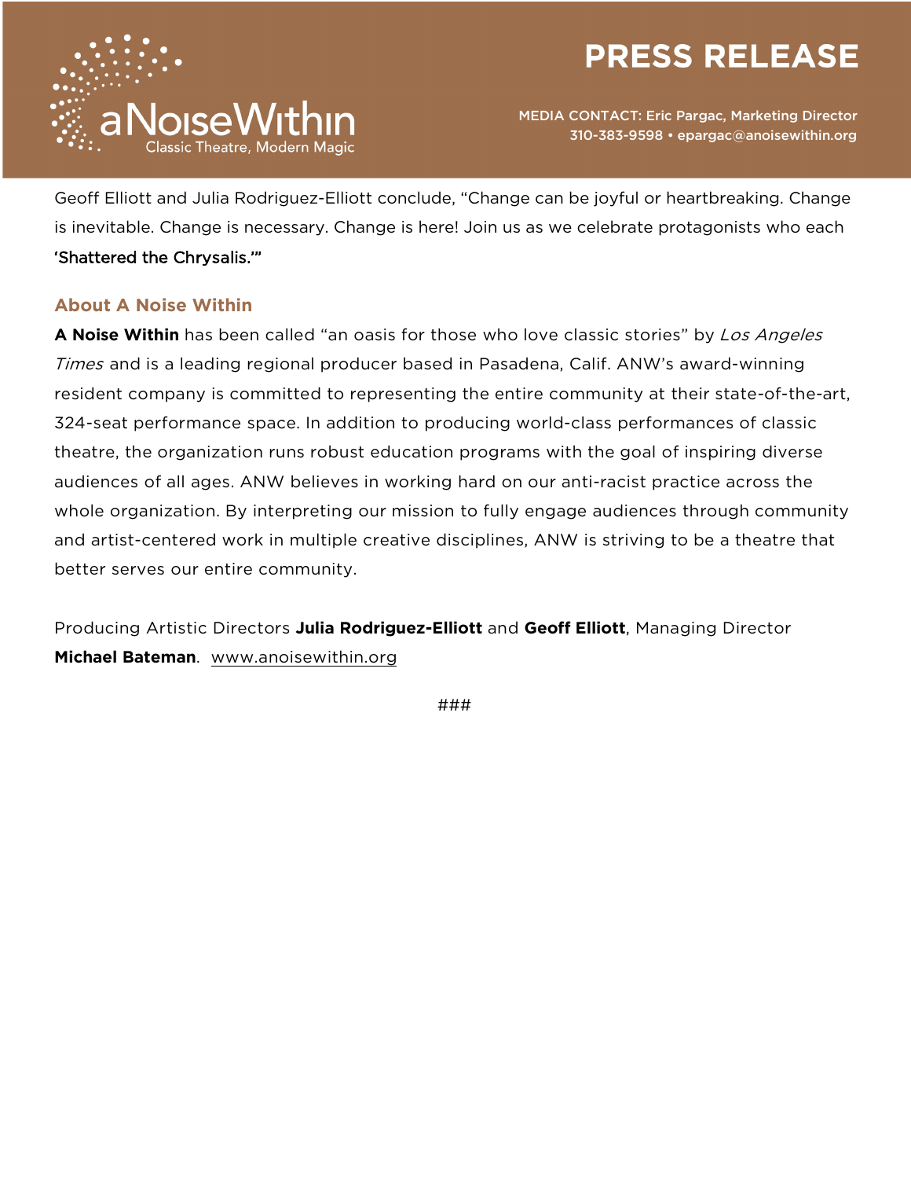Geoff Elliott and Julia Rodriguez-Elliott conclude, “Change can be joyful or heartbreaking. Change is inevitable. Change is necessary. Change is here! Join us as we celebrate protagonists who each ‘Shattered the Chrysalis.’”

## About A Noise Within

**A Noise Within** has been called “an oasis for those who love classic stories” by *Los Angeles Times* and is a leading regional producer based in Pasadena, Calif. ANW’s award-winning resident company is committed to representing the entire community at their state-of-the-art, 324-seat performance space. In addition to producing world-class performances of classic theatre, the organization runs robust education programs with the goal of inspiring diverse audiences of all ages. ANW believes in working hard on our anti-racist practice across the whole organization. By interpreting our mission to fully engage audiences through community and artist-centered work in multiple creative disciplines, ANW is striving to be a theatre that better serves our entire community.

Producing Artistic Directors **Julia Rodriguez-Elliott** and **Geoff Elliott**, Managing Director **Michael Bateman**. www.anoisewithin.org

###